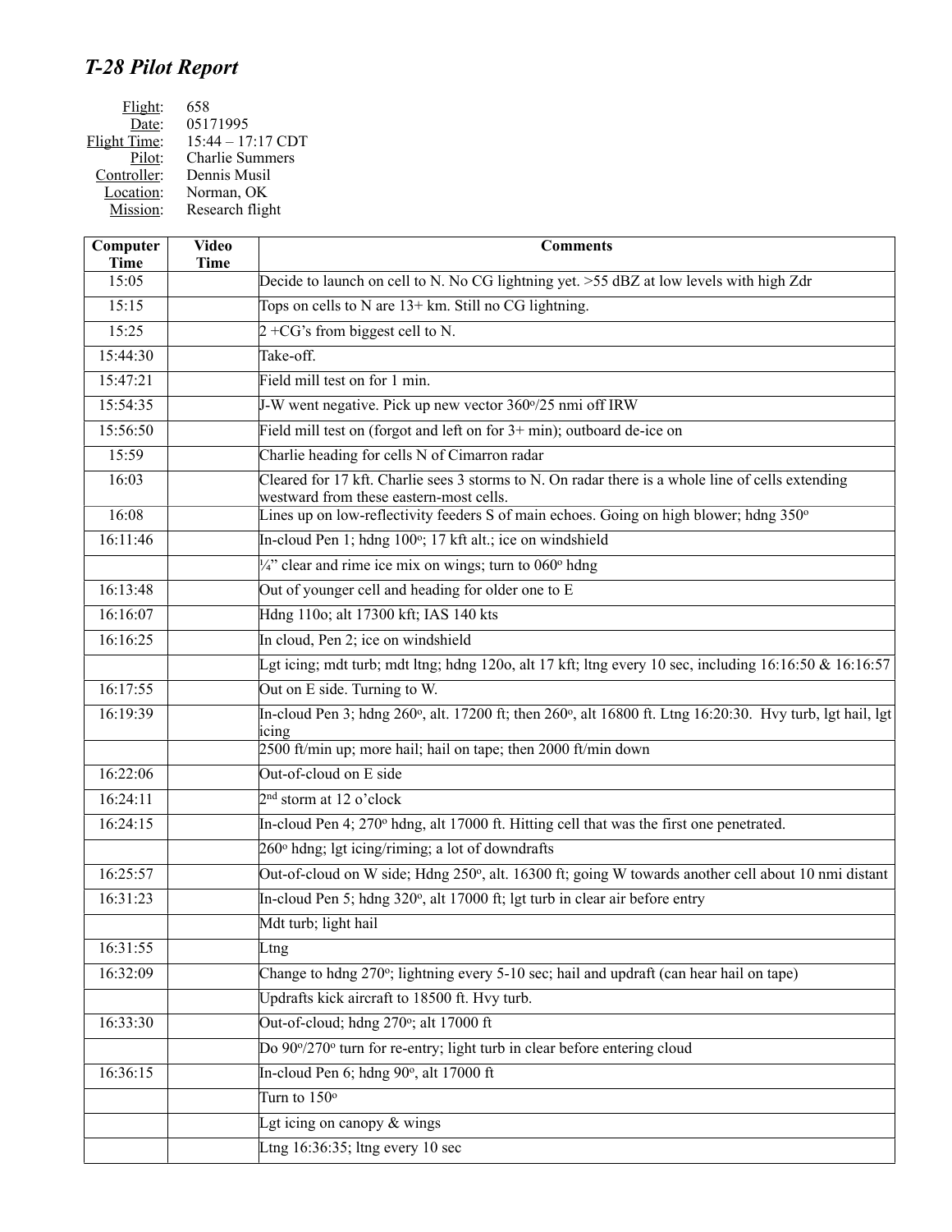# *T-28 Pilot Report*

Flight: 658
Date: 05171995
Flight Time: 15:44 – 17:17 CDT
Pilot: Charlie Summers
Controller: Dennis Musil
Location: Norman, OK
Mission: Research flight

| Computer Time | Video Time | Comments |
|---|---|---|
| 15:05 | | Decide to launch on cell to N. No CG lightning yet. >55 dBZ at low levels with high Zdr |
| 15:15 | | Tops on cells to N are 13+ km. Still no CG lightning. |
| 15:25 | | 2 +CG's from biggest cell to N. |
| 15:44:30 | | Take-off. |
| 15:47:21 | | Field mill test on for 1 min. |
| 15:54:35 | | J-W went negative. Pick up new vector 360°/25 nmi off IRW |
| 15:56:50 | | Field mill test on (forgot and left on for 3+ min); outboard de-ice on |
| 15:59 | | Charlie heading for cells N of Cimarron radar |
| 16:03 | | Cleared for 17 kft. Charlie sees 3 storms to N. On radar there is a whole line of cells extending westward from these eastern-most cells. |
| 16:08 | | Lines up on low-reflectivity feeders S of main echoes. Going on high blower; hdng 350° |
| 16:11:46 | | In-cloud Pen 1; hdng 100°; 17 kft alt.; ice on windshield |
| | | ¼" clear and rime ice mix on wings; turn to 060° hdng |
| 16:13:48 | | Out of younger cell and heading for older one to E |
| 16:16:07 | | Hdng 110o; alt 17300 kft; IAS 140 kts |
| 16:16:25 | | In cloud, Pen 2; ice on windshield |
| | | Lgt icing; mdt turb; mdt ltng; hdng 120o, alt 17 kft; ltng every 10 sec, including 16:16:50 & 16:16:57 |
| 16:17:55 | | Out on E side. Turning to W. |
| 16:19:39 | | In-cloud Pen 3; hdng 260°, alt. 17200 ft; then 260°, alt 16800 ft. Ltng 16:20:30. Hvy turb, lgt hail, lgt icing |
| | | 2500 ft/min up; more hail; hail on tape; then 2000 ft/min down |
| 16:22:06 | | Out-of-cloud on E side |
| 16:24:11 | | 2nd storm at 12 o'clock |
| 16:24:15 | | In-cloud Pen 4; 270° hdng, alt 17000 ft. Hitting cell that was the first one penetrated. |
| | | 260° hdng; lgt icing/riming; a lot of downdrafts |
| 16:25:57 | | Out-of-cloud on W side; Hdng 250°, alt. 16300 ft; going W towards another cell about 10 nmi distant |
| 16:31:23 | | In-cloud Pen 5; hdng 320°, alt 17000 ft; lgt turb in clear air before entry |
| | | Mdt turb; light hail |
| 16:31:55 | | Ltng |
| 16:32:09 | | Change to hdng 270°; lightning every 5-10 sec; hail and updraft (can hear hail on tape) |
| | | Updrafts kick aircraft to 18500 ft. Hvy turb. |
| 16:33:30 | | Out-of-cloud; hdng 270°; alt 17000 ft |
| | | Do 90°/270° turn for re-entry; light turb in clear before entering cloud |
| 16:36:15 | | In-cloud Pen 6; hdng 90°, alt 17000 ft |
| | | Turn to 150° |
| | | Lgt icing on canopy & wings |
| | | Ltng 16:36:35; ltng every 10 sec |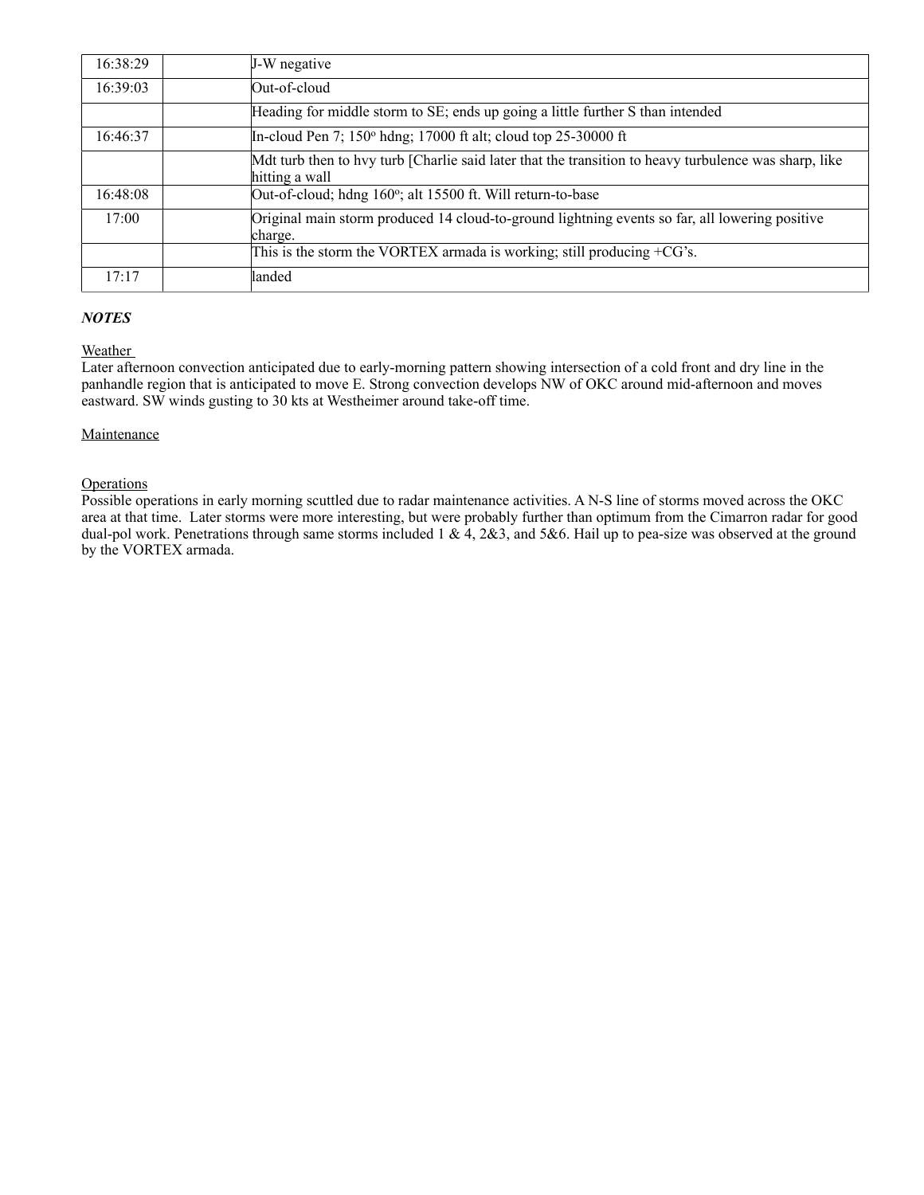| | | |
|---|---|---|
| 16:38:29 | | J-W negative |
| 16:39:03 | | Out-of-cloud |
| | | Heading for middle storm to SE; ends up going a little further S than intended |
| 16:46:37 | | In-cloud Pen 7; 150º hdng; 17000 ft alt; cloud top 25-30000 ft |
| | | Mdt turb then to hvy turb [Charlie said later that the transition to heavy turbulence was sharp, like hitting a wall |
| 16:48:08 | | Out-of-cloud; hdng 160º; alt 15500 ft. Will return-to-base |
| 17:00 | | Original main storm produced 14 cloud-to-ground lightning events so far, all lowering positive charge. |
| | | This is the storm the VORTEX armada is working; still producing +CG's. |
| 17:17 | | landed |

***NOTES***

Weather

Later afternoon convection anticipated due to early-morning pattern showing intersection of a cold front and dry line in the panhandle region that is anticipated to move E. Strong convection develops NW of OKC around mid-afternoon and moves eastward. SW winds gusting to 30 kts at Westheimer around take-off time.

Maintenance

Operations

Possible operations in early morning scuttled due to radar maintenance activities. A N-S line of storms moved across the OKC area at that time. Later storms were more interesting, but were probably further than optimum from the Cimarron radar for good dual-pol work. Penetrations through same storms included 1 & 4, 2&3, and 5&6. Hail up to pea-size was observed at the ground by the VORTEX armada.